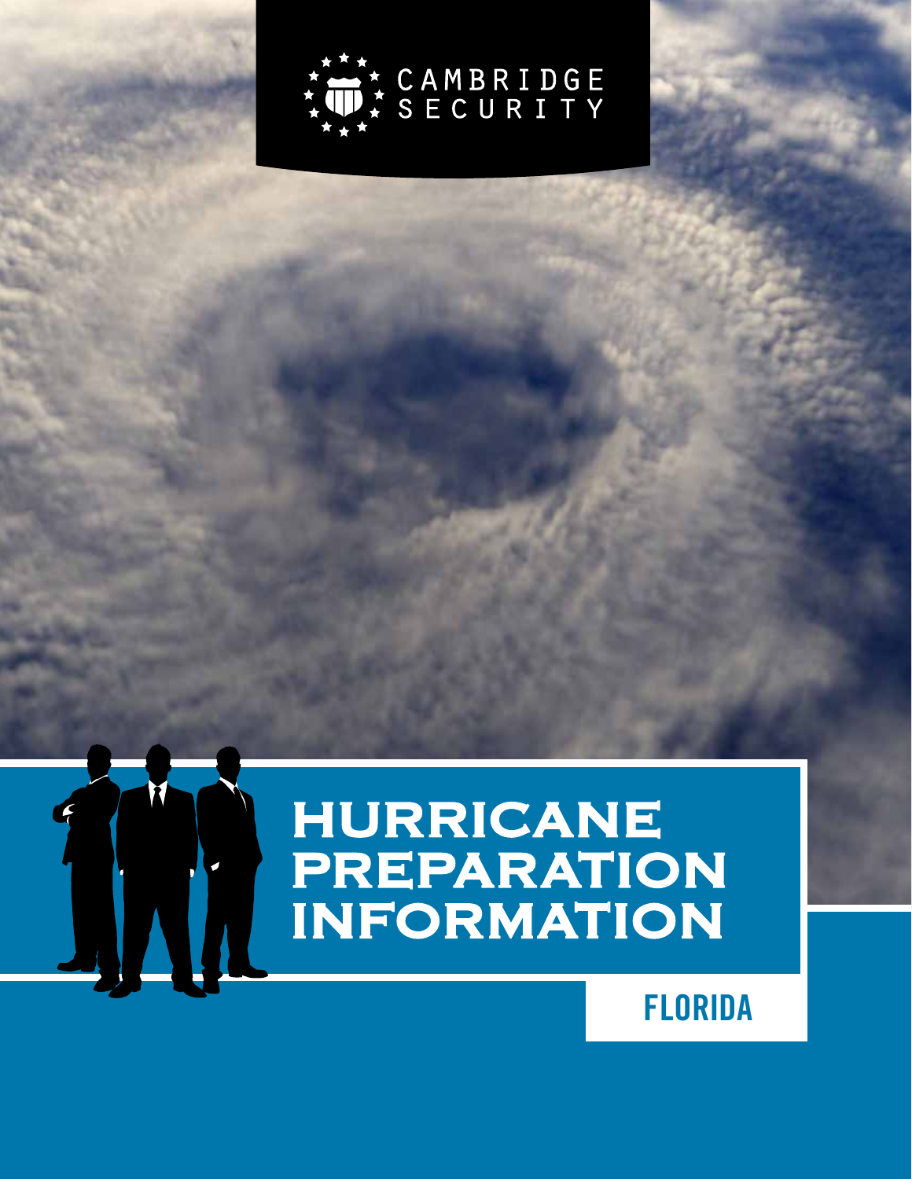CAMBRIDGE SECURITY

# HURRICANE PREPARATION INFORMATION

## FLORIDA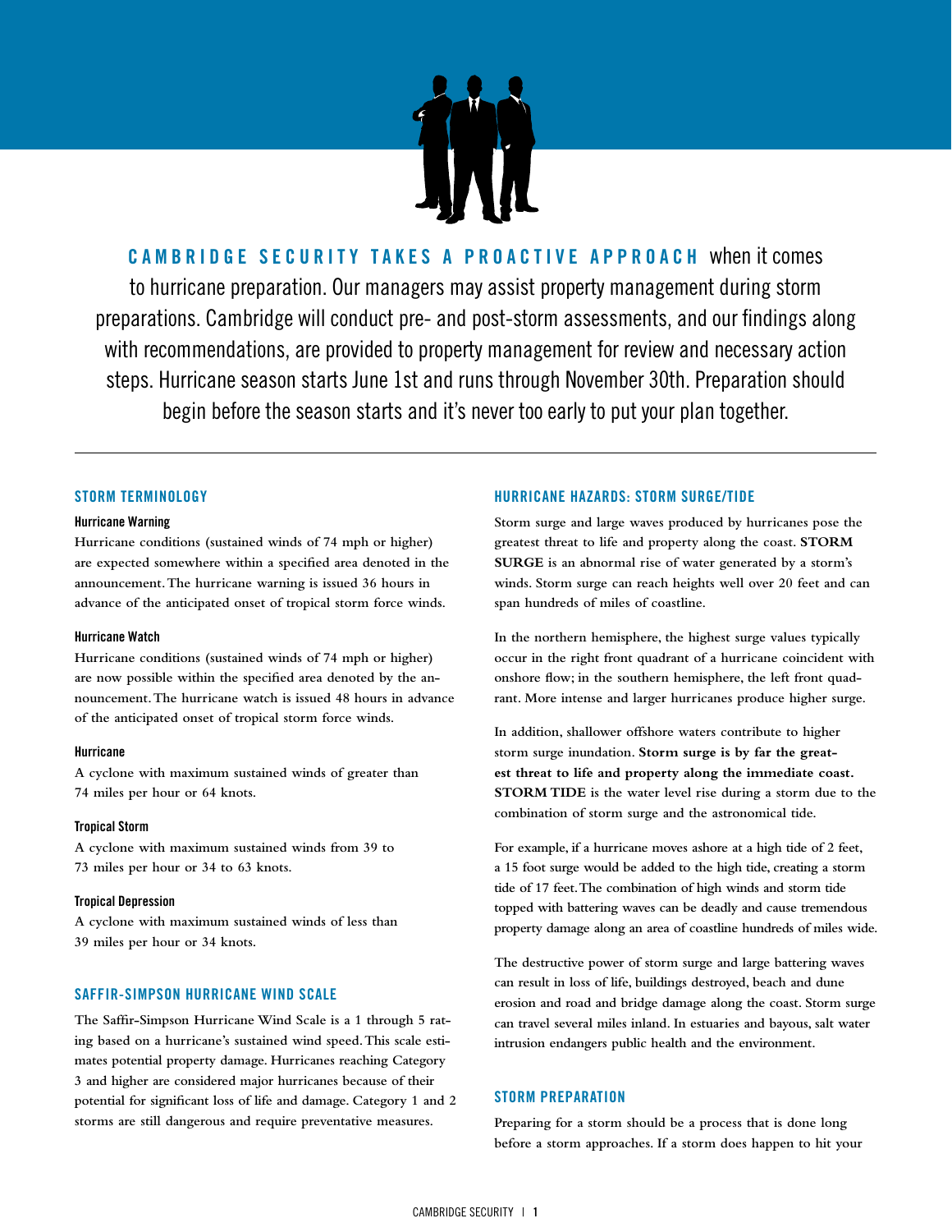**CAMBRIDGE SECURITY TAKES A PROACTIVE APPROACH** when it comes to hurricane preparation. Our managers may assist property management during storm preparations. Cambridge will conduct pre- and post-storm assessments, and our findings along with recommendations, are provided to property management for review and necessary action steps. Hurricane season starts June 1st and runs through November 30th. Preparation should begin before the season starts and it's never too early to put your plan together.

---

## STORM TERMINOLOGY

### Hurricane Warning

Hurricane conditions (sustained winds of 74 mph or higher) are expected somewhere within a specified area denoted in the announcement. The hurricane warning is issued 36 hours in advance of the anticipated onset of tropical storm force winds.

### Hurricane Watch

Hurricane conditions (sustained winds of 74 mph or higher) are now possible within the specified area denoted by the announcement. The hurricane watch is issued 48 hours in advance of the anticipated onset of tropical storm force winds.

### Hurricane

A cyclone with maximum sustained winds of greater than 74 miles per hour or 64 knots.

### Tropical Storm

A cyclone with maximum sustained winds from 39 to 73 miles per hour or 34 to 63 knots.

### Tropical Depression

A cyclone with maximum sustained winds of less than 39 miles per hour or 34 knots.

## SAFFIR-SIMPSON HURRICANE WIND SCALE

The Saffir-Simpson Hurricane Wind Scale is a 1 through 5 rating based on a hurricane's sustained wind speed. This scale estimates potential property damage. Hurricanes reaching Category 3 and higher are considered major hurricanes because of their potential for significant loss of life and damage. Category 1 and 2 storms are still dangerous and require preventative measures.

## HURRICANE HAZARDS: STORM SURGE/TIDE

Storm surge and large waves produced by hurricanes pose the greatest threat to life and property along the coast. **STORM SURGE** is an abnormal rise of water generated by a storm's winds. Storm surge can reach heights well over 20 feet and can span hundreds of miles of coastline.

In the northern hemisphere, the highest surge values typically occur in the right front quadrant of a hurricane coincident with onshore flow; in the southern hemisphere, the left front quadrant. More intense and larger hurricanes produce higher surge.

In addition, shallower offshore waters contribute to higher storm surge inundation. **Storm surge is by far the greatest threat to life and property along the immediate coast. STORM TIDE** is the water level rise during a storm due to the combination of storm surge and the astronomical tide.

For example, if a hurricane moves ashore at a high tide of 2 feet, a 15 foot surge would be added to the high tide, creating a storm tide of 17 feet. The combination of high winds and storm tide topped with battering waves can be deadly and cause tremendous property damage along an area of coastline hundreds of miles wide.

The destructive power of storm surge and large battering waves can result in loss of life, buildings destroyed, beach and dune erosion and road and bridge damage along the coast. Storm surge can travel several miles inland. In estuaries and bayous, salt water intrusion endangers public health and the environment.

## STORM PREPARATION

Preparing for a storm should be a process that is done long before a storm approaches. If a storm does happen to hit your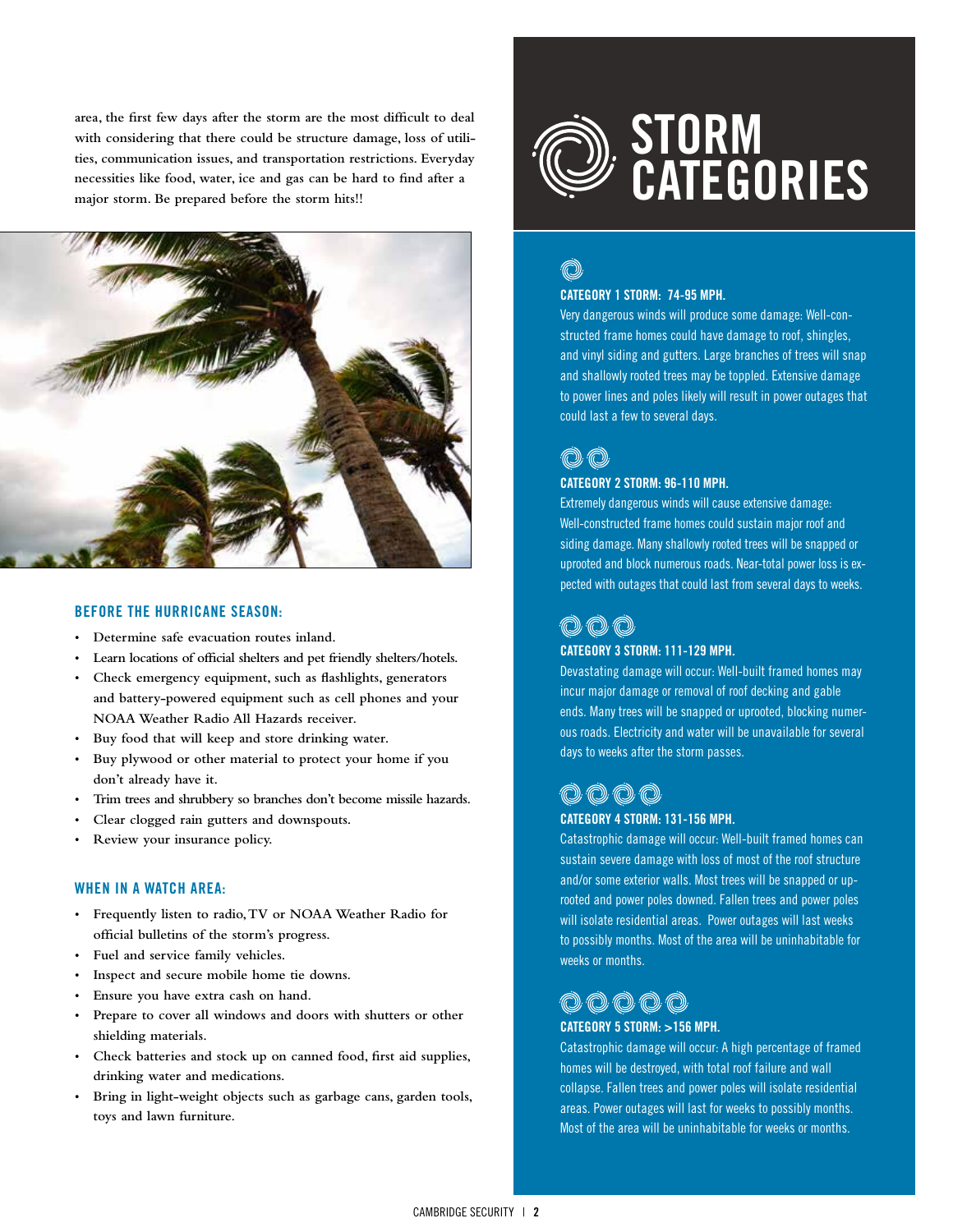area, the first few days after the storm are the most difficult to deal with considering that there could be structure damage, loss of utilities, communication issues, and transportation restrictions. Everyday necessities like food, water, ice and gas can be hard to find after a major storm. Be prepared before the storm hits!!

### BEFORE THE HURRICANE SEASON:

- Determine safe evacuation routes inland.
- Learn locations of official shelters and pet friendly shelters/hotels.
- Check emergency equipment, such as flashlights, generators and battery-powered equipment such as cell phones and your NOAA Weather Radio All Hazards receiver.
- Buy food that will keep and store drinking water.
- Buy plywood or other material to protect your home if you don't already have it.
- Trim trees and shrubbery so branches don't become missile hazards.
- Clear clogged rain gutters and downspouts.
- Review your insurance policy.

### WHEN IN A WATCH AREA:

- Frequently listen to radio, TV or NOAA Weather Radio for official bulletins of the storm's progress.
- Fuel and service family vehicles.
- Inspect and secure mobile home tie downs.
- Ensure you have extra cash on hand.
- Prepare to cover all windows and doors with shutters or other shielding materials.
- Check batteries and stock up on canned food, first aid supplies, drinking water and medications.
- Bring in light-weight objects such as garbage cans, garden tools, toys and lawn furniture.

# STORM CATEGORIES

### CATEGORY 1 STORM: 74-95 MPH.

Very dangerous winds will produce some damage: Well-constructed frame homes could have damage to roof, shingles, and vinyl siding and gutters. Large branches of trees will snap and shallowly rooted trees may be toppled. Extensive damage to power lines and poles likely will result in power outages that could last a few to several days.

### CATEGORY 2 STORM: 96-110 MPH.

Extremely dangerous winds will cause extensive damage: Well-constructed frame homes could sustain major roof and siding damage. Many shallowly rooted trees will be snapped or uprooted and block numerous roads. Near-total power loss is expected with outages that could last from several days to weeks.

### CATEGORY 3 STORM: 111-129 MPH.

Devastating damage will occur: Well-built framed homes may incur major damage or removal of roof decking and gable ends. Many trees will be snapped or uprooted, blocking numerous roads. Electricity and water will be unavailable for several days to weeks after the storm passes.

### CATEGORY 4 STORM: 131-156 MPH.

Catastrophic damage will occur: Well-built framed homes can sustain severe damage with loss of most of the roof structure and/or some exterior walls. Most trees will be snapped or uprooted and power poles downed. Fallen trees and power poles will isolate residential areas. Power outages will last weeks to possibly months. Most of the area will be uninhabitable for weeks or months.

### CATEGORY 5 STORM: >156 MPH.

Catastrophic damage will occur: A high percentage of framed homes will be destroyed, with total roof failure and wall collapse. Fallen trees and power poles will isolate residential areas. Power outages will last for weeks to possibly months. Most of the area will be uninhabitable for weeks or months.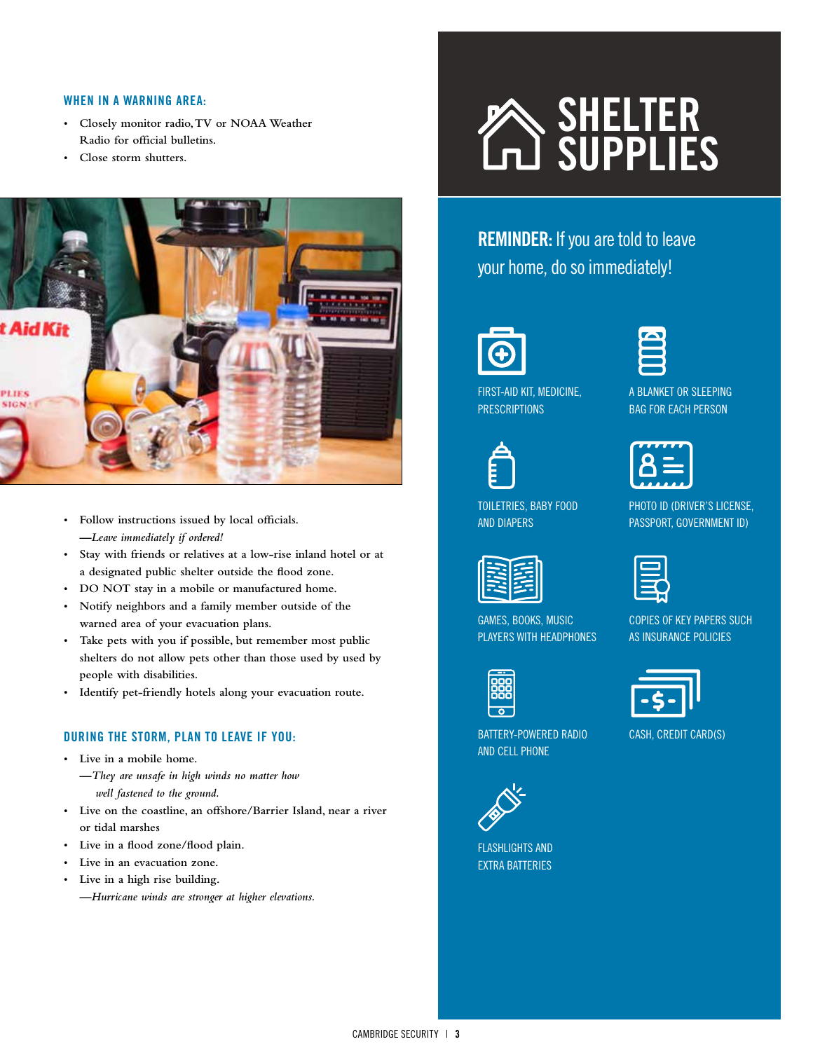### WHEN IN A WARNING AREA:

- Closely monitor radio, TV or NOAA Weather Radio for official bulletins.
- Close storm shutters.
- Follow instructions issued by local officials.
  —*Leave immediately if ordered!*
- Stay with friends or relatives at a low-rise inland hotel or at a designated public shelter outside the flood zone.
- DO NOT stay in a mobile or manufactured home.
- Notify neighbors and a family member outside of the warned area of your evacuation plans.
- Take pets with you if possible, but remember most public shelters do not allow pets other than those used by used by people with disabilities.
- Identify pet-friendly hotels along your evacuation route.

### DURING THE STORM, PLAN TO LEAVE IF YOU:

- Live in a mobile home.
  —*They are unsafe in high winds no matter how well fastened to the ground.*
- Live on the coastline, an offshore/Barrier Island, near a river or tidal marshes
- Live in a flood zone/flood plain.
- Live in an evacuation zone.
- Live in a high rise building.
  —*Hurricane winds are stronger at higher elevations.*

# SHELTER SUPPLIES

**REMINDER:** If you are told to leave your home, do so immediately!

- FIRST-AID KIT, MEDICINE, PRESCRIPTIONS
- A BLANKET OR SLEEPING BAG FOR EACH PERSON
- TOILETRIES, BABY FOOD AND DIAPERS
- PHOTO ID (DRIVER'S LICENSE, PASSPORT, GOVERNMENT ID)
- GAMES, BOOKS, MUSIC PLAYERS WITH HEADPHONES
- COPIES OF KEY PAPERS SUCH AS INSURANCE POLICIES
- BATTERY-POWERED RADIO AND CELL PHONE
- CASH, CREDIT CARD(S)
- FLASHLIGHTS AND EXTRA BATTERIES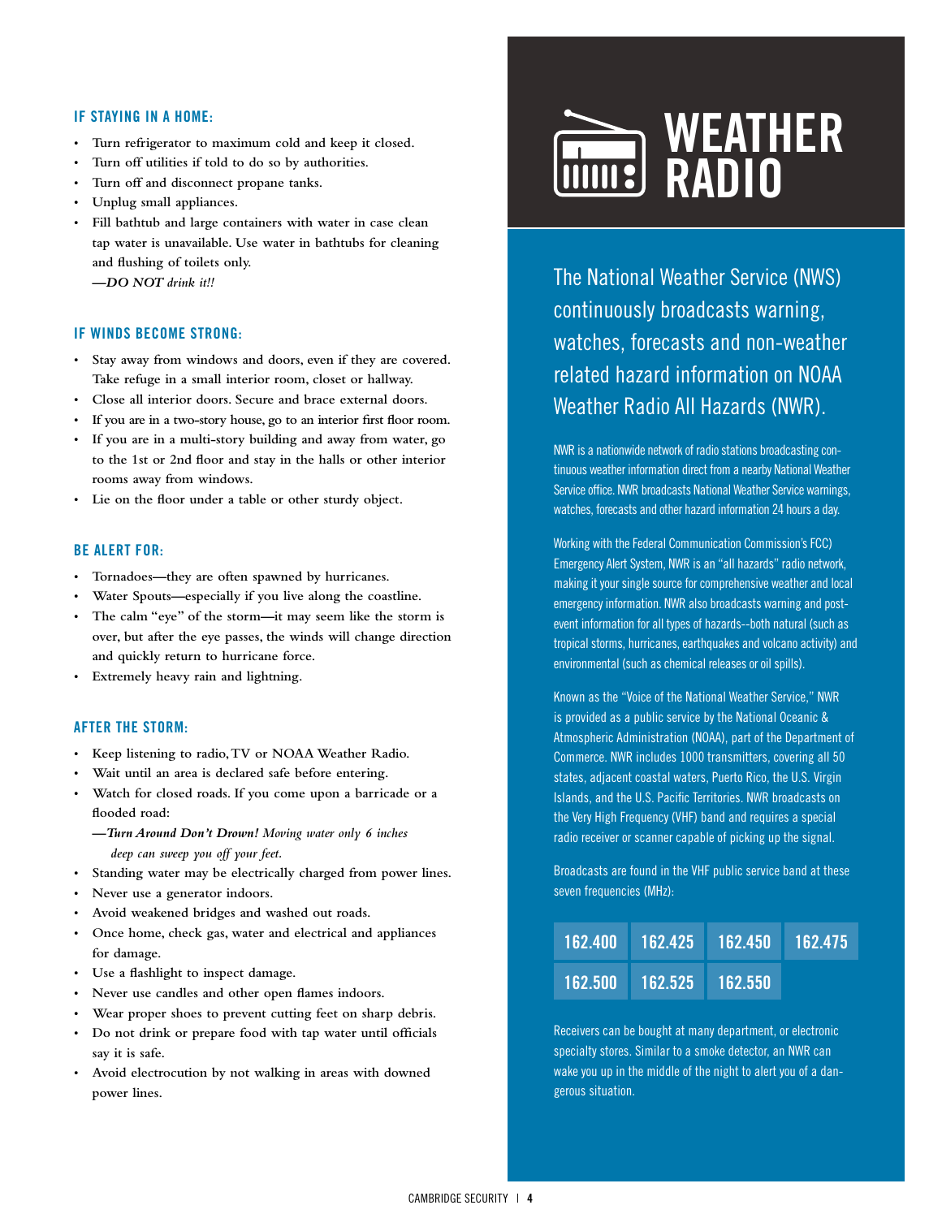### IF STAYING IN A HOME:

- Turn refrigerator to maximum cold and keep it closed.
- Turn off utilities if told to do so by authorities.
- Turn off and disconnect propane tanks.
- Unplug small appliances.
- Fill bathtub and large containers with water in case clean tap water is unavailable. Use water in bathtubs for cleaning and flushing of toilets only.
  ***—DO NOT** drink it!!*

### IF WINDS BECOME STRONG:

- Stay away from windows and doors, even if they are covered. Take refuge in a small interior room, closet or hallway.
- Close all interior doors. Secure and brace external doors.
- If you are in a two-story house, go to an interior first floor room.
- If you are in a multi-story building and away from water, go to the 1st or 2nd floor and stay in the halls or other interior rooms away from windows.
- Lie on the floor under a table or other sturdy object.

### BE ALERT FOR:

- Tornadoes—they are often spawned by hurricanes.
- Water Spouts—especially if you live along the coastline.
- The calm "eye" of the storm—it may seem like the storm is over, but after the eye passes, the winds will change direction and quickly return to hurricane force.
- Extremely heavy rain and lightning.

### AFTER THE STORM:

- Keep listening to radio, TV or NOAA Weather Radio.
- Wait until an area is declared safe before entering.
- Watch for closed roads. If you come upon a barricade or a flooded road:
  ***—Turn Around Don't Drown!** Moving water only 6 inches deep can sweep you off your feet.*
- Standing water may be electrically charged from power lines.
- Never use a generator indoors.
- Avoid weakened bridges and washed out roads.
- Once home, check gas, water and electrical and appliances for damage.
- Use a flashlight to inspect damage.
- Never use candles and other open flames indoors.
- Wear proper shoes to prevent cutting feet on sharp debris.
- Do not drink or prepare food with tap water until officials say it is safe.
- Avoid electrocution by not walking in areas with downed power lines.

# WEATHER RADIO

The National Weather Service (NWS) continuously broadcasts warning, watches, forecasts and non-weather related hazard information on NOAA Weather Radio All Hazards (NWR).

NWR is a nationwide network of radio stations broadcasting continuous weather information direct from a nearby National Weather Service office. NWR broadcasts National Weather Service warnings, watches, forecasts and other hazard information 24 hours a day.

Working with the Federal Communication Commission's FCC) Emergency Alert System, NWR is an "all hazards" radio network, making it your single source for comprehensive weather and local emergency information. NWR also broadcasts warning and post-event information for all types of hazards--both natural (such as tropical storms, hurricanes, earthquakes and volcano activity) and environmental (such as chemical releases or oil spills).

Known as the "Voice of the National Weather Service," NWR is provided as a public service by the National Oceanic & Atmospheric Administration (NOAA), part of the Department of Commerce. NWR includes 1000 transmitters, covering all 50 states, adjacent coastal waters, Puerto Rico, the U.S. Virgin Islands, and the U.S. Pacific Territories. NWR broadcasts on the Very High Frequency (VHF) band and requires a special radio receiver or scanner capable of picking up the signal.

Broadcasts are found in the VHF public service band at these seven frequencies (MHz):

| 162.400 | 162.425 | 162.450 | 162.475 |
|---|---|---|---|
| 162.500 | 162.525 | 162.550 | |

Receivers can be bought at many department, or electronic specialty stores. Similar to a smoke detector, an NWR can wake you up in the middle of the night to alert you of a dangerous situation.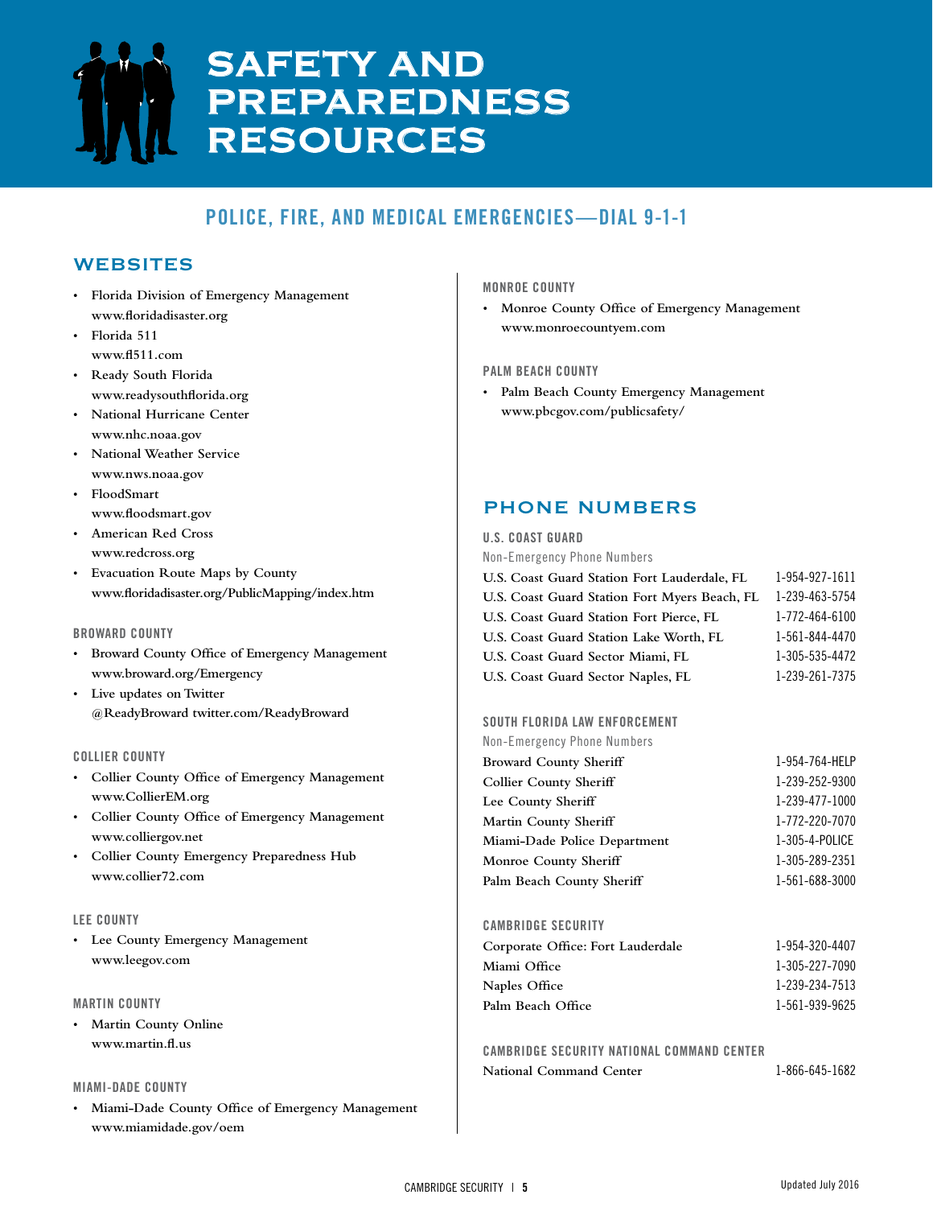# SAFETY AND PREPAREDNESS RESOURCES

## POLICE, FIRE, AND MEDICAL EMERGENCIES—DIAL 9-1-1

## WEBSITES

- Florida Division of Emergency Management
  www.floridadisaster.org
- Florida 511
  www.fl511.com
- Ready South Florida
  www.readysouthflorida.org
- National Hurricane Center
  www.nhc.noaa.gov
- National Weather Service
  www.nws.noaa.gov
- FloodSmart
  www.floodsmart.gov
- American Red Cross
  www.redcross.org
- Evacuation Route Maps by County
  www.floridadisaster.org/PublicMapping/index.htm

### BROWARD COUNTY

- Broward County Office of Emergency Management
  www.broward.org/Emergency
- Live updates on Twitter
  @ReadyBroward twitter.com/ReadyBroward

### COLLIER COUNTY

- Collier County Office of Emergency Management
  www.CollierEM.org
- Collier County Office of Emergency Management
  www.colliergov.net
- Collier County Emergency Preparedness Hub
  www.collier72.com

### LEE COUNTY

- Lee County Emergency Management
  www.leegov.com

### MARTIN COUNTY

- Martin County Online
  www.martin.fl.us

### MIAMI-DADE COUNTY

- Miami-Dade County Office of Emergency Management
  www.miamidade.gov/oem

### MONROE COUNTY

- Monroe County Office of Emergency Management
  www.monroecountyem.com

### PALM BEACH COUNTY

- Palm Beach County Emergency Management
  www.pbcgov.com/publicsafety/

## PHONE NUMBERS

### U.S. COAST GUARD

Non-Emergency Phone Numbers

| | |
|---|---|
| U.S. Coast Guard Station Fort Lauderdale, FL | 1-954-927-1611 |
| U.S. Coast Guard Station Fort Myers Beach, FL | 1-239-463-5754 |
| U.S. Coast Guard Station Fort Pierce, FL | 1-772-464-6100 |
| U.S. Coast Guard Station Lake Worth, FL | 1-561-844-4470 |
| U.S. Coast Guard Sector Miami, FL | 1-305-535-4472 |
| U.S. Coast Guard Sector Naples, FL | 1-239-261-7375 |

### SOUTH FLORIDA LAW ENFORCEMENT

Non-Emergency Phone Numbers

| | |
|---|---|
| Broward County Sheriff | 1-954-764-HELP |
| Collier County Sheriff | 1-239-252-9300 |
| Lee County Sheriff | 1-239-477-1000 |
| Martin County Sheriff | 1-772-220-7070 |
| Miami-Dade Police Department | 1-305-4-POLICE |
| Monroe County Sheriff | 1-305-289-2351 |
| Palm Beach County Sheriff | 1-561-688-3000 |

### CAMBRIDGE SECURITY

| | |
|---|---|
| Corporate Office: Fort Lauderdale | 1-954-320-4407 |
| Miami Office | 1-305-227-7090 |
| Naples Office | 1-239-234-7513 |
| Palm Beach Office | 1-561-939-9625 |

### CAMBRIDGE SECURITY NATIONAL COMMAND CENTER

| | |
|---|---|
| National Command Center | 1-866-645-1682 |

Updated July 2016